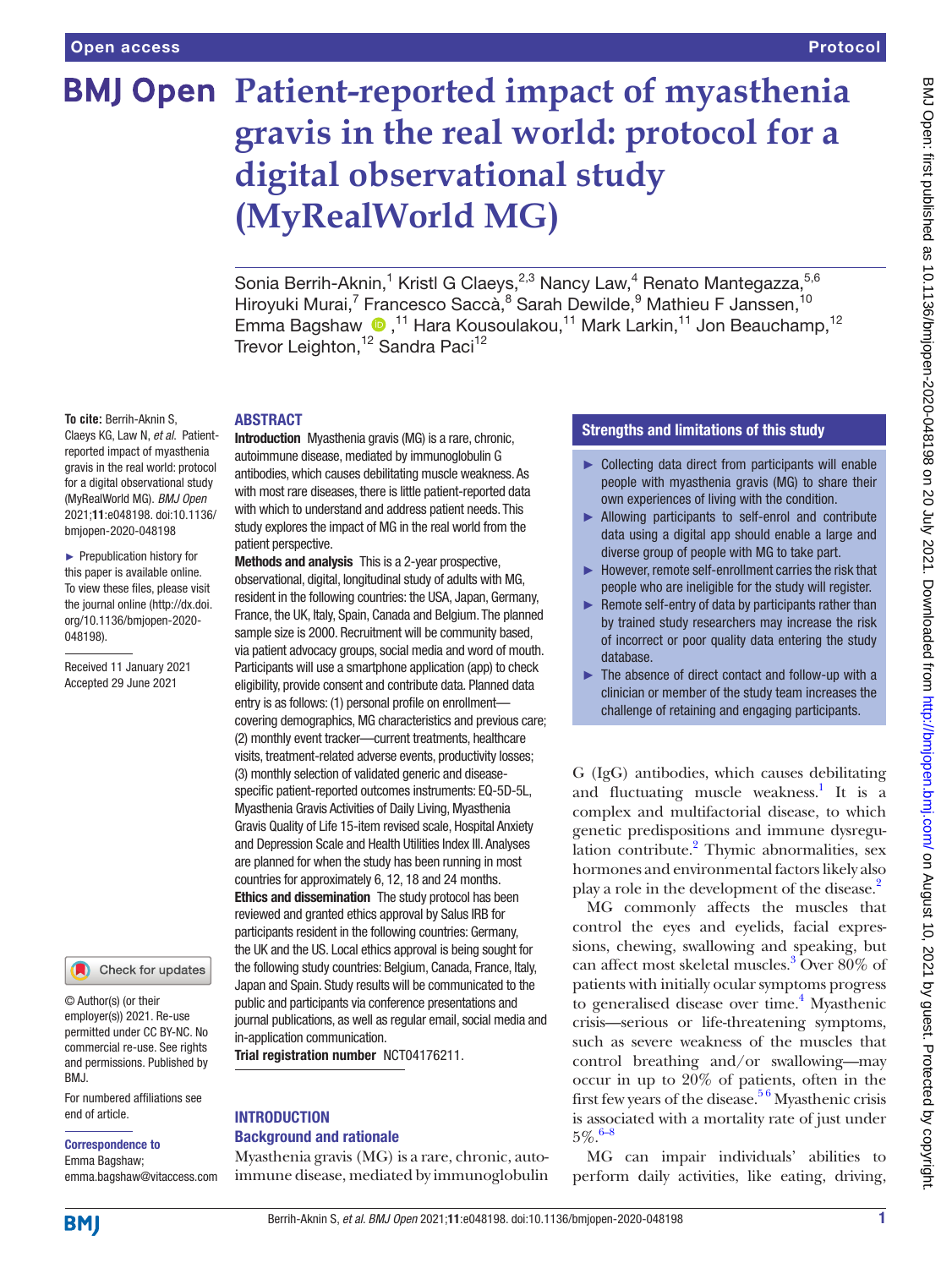# Patient-reported impact of myasthenia gravis in the real world: protocol for a digital observational study (MyRealWorld MG)

Sonia Berrih-Aknin,[1] Kristl G Claeys,[2,3] Nancy Law,[4] Renato Mantegazza,[5,6] Hiroyuki Murai,[7] Francesco Saccà,[8] Sarah Dewilde,[9] Mathieu F Janssen,[10] Emma Bagshaw,[11] Hara Kousoulakou,[11] Mark Larkin,[11] Jon Beauchamp,[12] Trevor Leighton,[12] Sandra Paci[12]

**To cite:** Berrih-Aknin S, Claeys KG, Law N, *et al*. Patient-reported impact of myasthenia gravis in the real world: protocol for a digital observational study (MyRealWorld MG). *BMJ Open* 2021;**11**:e048198. doi:10.1136/bmjopen-2020-048198

► Prepublication history for this paper is available online. To view these files, please visit the journal online (http://dx.doi.org/10.1136/bmjopen-2020-048198).

Received 11 January 2021
Accepted 29 June 2021

© Author(s) (or their employer(s)) 2021. Re-use permitted under CC BY-NC. No commercial re-use. See rights and permissions. Published by BMJ.

For numbered affiliations see end of article.

**Correspondence to**
Emma Bagshaw;
emma.bagshaw@vitaccess.com

## ABSTRACT

**Introduction** Myasthenia gravis (MG) is a rare, chronic, autoimmune disease, mediated by immunoglobulin G antibodies, which causes debilitating muscle weakness. As with most rare diseases, there is little patient-reported data with which to understand and address patient needs. This study explores the impact of MG in the real world from the patient perspective.

**Methods and analysis** This is a 2-year prospective, observational, digital, longitudinal study of adults with MG, resident in the following countries: the USA, Japan, Germany, France, the UK, Italy, Spain, Canada and Belgium. The planned sample size is 2000. Recruitment will be community based, via patient advocacy groups, social media and word of mouth. Participants will use a smartphone application (app) to check eligibility, provide consent and contribute data. Planned data entry is as follows: (1) personal profile on enrollment—covering demographics, MG characteristics and previous care; (2) monthly event tracker—current treatments, healthcare visits, treatment-related adverse events, productivity losses; (3) monthly selection of validated generic and disease-specific patient-reported outcomes instruments: EQ-5D-5L, Myasthenia Gravis Activities of Daily Living, Myasthenia Gravis Quality of Life 15-item revised scale, Hospital Anxiety and Depression Scale and Health Utilities Index III. Analyses are planned for when the study has been running in most countries for approximately 6, 12, 18 and 24 months.

**Ethics and dissemination** The study protocol has been reviewed and granted ethics approval by Salus IRB for participants resident in the following countries: Germany, the UK and the US. Local ethics approval is being sought for the following study countries: Belgium, Canada, France, Italy, Japan and Spain. Study results will be communicated to the public and participants via conference presentations and journal publications, as well as regular email, social media and in-application communication.

**Trial registration number** NCT04176211.

### Strengths and limitations of this study

- ► Collecting data direct from participants will enable people with myasthenia gravis (MG) to share their own experiences of living with the condition.
- ► Allowing participants to self-enrol and contribute data using a digital app should enable a large and diverse group of people with MG to take part.
- ► However, remote self-enrollment carries the risk that people who are ineligible for the study will register.
- ► Remote self-entry of data by participants rather than by trained study researchers may increase the risk of incorrect or poor quality data entering the study database.
- ► The absence of direct contact and follow-up with a clinician or member of the study team increases the challenge of retaining and engaging participants.

## INTRODUCTION

### Background and rationale

Myasthenia gravis (MG) is a rare, chronic, autoimmune disease, mediated by immunoglobulin G (IgG) antibodies, which causes debilitating and fluctuating muscle weakness.[1] It is a complex and multifactorial disease, to which genetic predispositions and immune dysregulation contribute.[2] Thymic abnormalities, sex hormones and environmental factors likely also play a role in the development of the disease.[2]

MG commonly affects the muscles that control the eyes and eyelids, facial expressions, chewing, swallowing and speaking, but can affect most skeletal muscles.[3] Over 80% of patients with initially ocular symptoms progress to generalised disease over time.[4] Myasthenic crisis—serious or life-threatening symptoms, such as severe weakness of the muscles that control breathing and/or swallowing—may occur in up to 20% of patients, often in the first few years of the disease.[5,6] Myasthenic crisis is associated with a mortality rate of just under 5%.[6–8]

MG can impair individuals' abilities to perform daily activities, like eating, driving,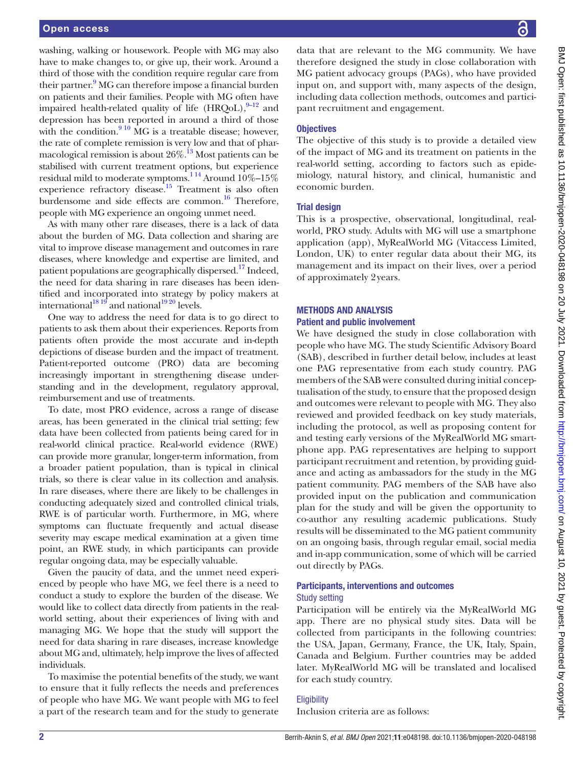washing, walking or housework. People with MG may also have to make changes to, or give up, their work. Around a third of those with the condition require regular care from their partner.[9] MG can therefore impose a financial burden on patients and their families. People with MG often have impaired health-related quality of life (HRQoL),[9–12] and depression has been reported in around a third of those with the condition.[9 10] MG is a treatable disease; however, the rate of complete remission is very low and that of pharmacological remission is about 26%.[13] Most patients can be stabilised with current treatment options, but experience residual mild to moderate symptoms.[1 14] Around 10%–15% experience refractory disease.[15] Treatment is also often burdensome and side effects are common.[16] Therefore, people with MG experience an ongoing unmet need.

As with many other rare diseases, there is a lack of data about the burden of MG. Data collection and sharing are vital to improve disease management and outcomes in rare diseases, where knowledge and expertise are limited, and patient populations are geographically dispersed.[17] Indeed, the need for data sharing in rare diseases has been identified and incorporated into strategy by policy makers at international[18 19] and national[19 20] levels.

One way to address the need for data is to go direct to patients to ask them about their experiences. Reports from patients often provide the most accurate and in-depth depictions of disease burden and the impact of treatment. Patient-reported outcome (PRO) data are becoming increasingly important in strengthening disease understanding and in the development, regulatory approval, reimbursement and use of treatments.

To date, most PRO evidence, across a range of disease areas, has been generated in the clinical trial setting; few data have been collected from patients being cared for in real-world clinical practice. Real-world evidence (RWE) can provide more granular, longer-term information, from a broader patient population, than is typical in clinical trials, so there is clear value in its collection and analysis. In rare diseases, where there are likely to be challenges in conducting adequately sized and controlled clinical trials, RWE is of particular worth. Furthermore, in MG, where symptoms can fluctuate frequently and actual disease severity may escape medical examination at a given time point, an RWE study, in which participants can provide regular ongoing data, may be especially valuable.

Given the paucity of data, and the unmet need experienced by people who have MG, we feel there is a need to conduct a study to explore the burden of the disease. We would like to collect data directly from patients in the real-world setting, about their experiences of living with and managing MG. We hope that the study will support the need for data sharing in rare diseases, increase knowledge about MG and, ultimately, help improve the lives of affected individuals.

To maximise the potential benefits of the study, we want to ensure that it fully reflects the needs and preferences of people who have MG. We want people with MG to feel a part of the research team and for the study to generate data that are relevant to the MG community. We have therefore designed the study in close collaboration with MG patient advocacy groups (PAGs), who have provided input on, and support with, many aspects of the design, including data collection methods, outcomes and participant recruitment and engagement.

### Objectives

The objective of this study is to provide a detailed view of the impact of MG and its treatment on patients in the real-world setting, according to factors such as epidemiology, natural history, and clinical, humanistic and economic burden.

### Trial design

This is a prospective, observational, longitudinal, real-world, PRO study. Adults with MG will use a smartphone application (app), MyRealWorld MG (Vitaccess Limited, London, UK) to enter regular data about their MG, its management and its impact on their lives, over a period of approximately 2 years.

## METHODS AND ANALYSIS

### Patient and public involvement

We have designed the study in close collaboration with people who have MG. The study Scientific Advisory Board (SAB), described in further detail below, includes at least one PAG representative from each study country. PAG members of the SAB were consulted during initial conceptualisation of the study, to ensure that the proposed design and outcomes were relevant to people with MG. They also reviewed and provided feedback on key study materials, including the protocol, as well as proposing content for and testing early versions of the MyRealWorld MG smartphone app. PAG representatives are helping to support participant recruitment and retention, by providing guidance and acting as ambassadors for the study in the MG patient community. PAG members of the SAB have also provided input on the publication and communication plan for the study and will be given the opportunity to co-author any resulting academic publications. Study results will be disseminated to the MG patient community on an ongoing basis, through regular email, social media and in-app communication, some of which will be carried out directly by PAGs.

### Participants, interventions and outcomes

#### Study setting

Participation will be entirely via the MyRealWorld MG app. There are no physical study sites. Data will be collected from participants in the following countries: the USA, Japan, Germany, France, the UK, Italy, Spain, Canada and Belgium. Further countries may be added later. MyRealWorld MG will be translated and localised for each study country.

#### Eligibility

Inclusion criteria are as follows: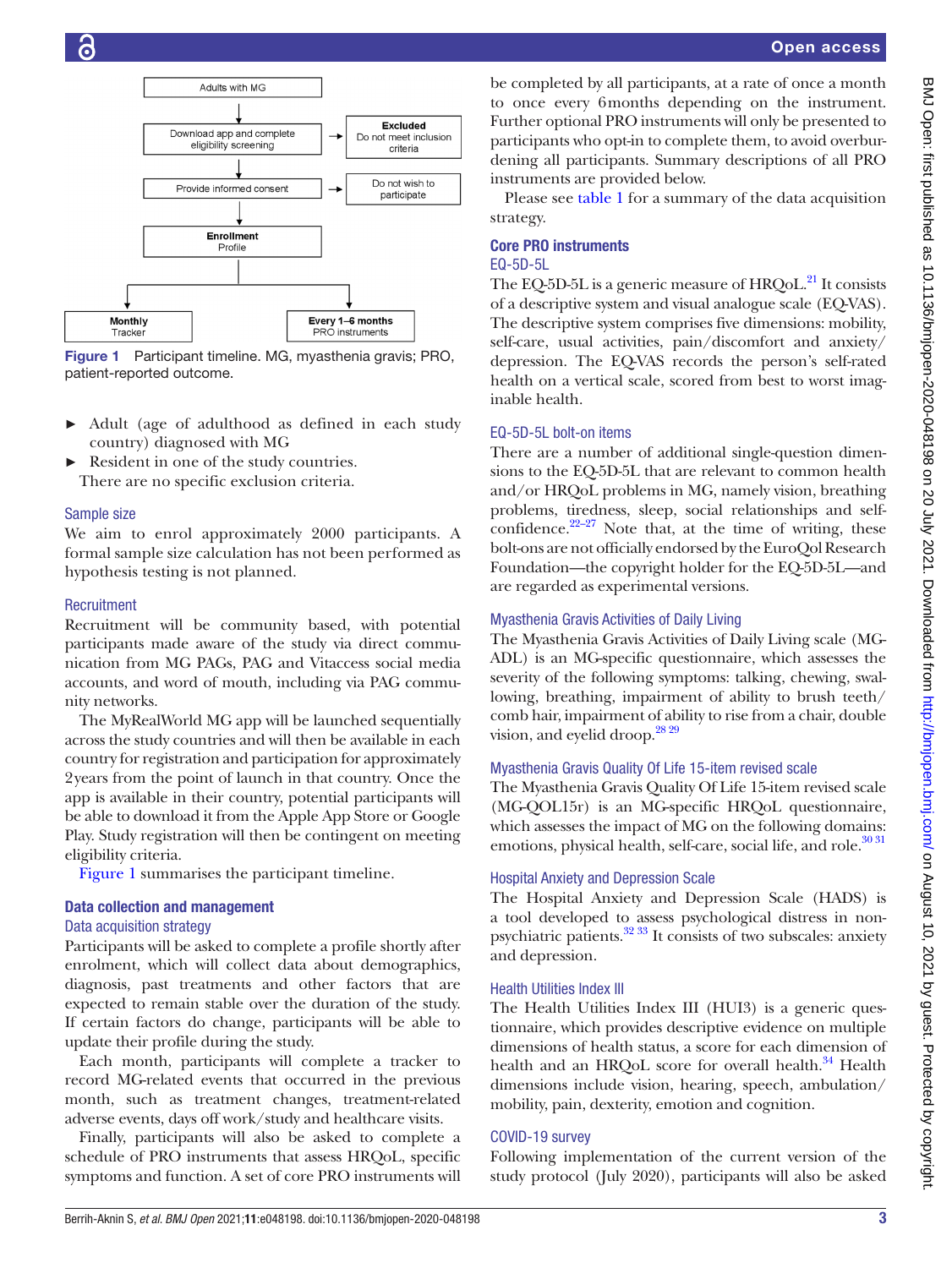Adults with MG

Download app and complete eligibility screening → **Excluded** Do not meet inclusion criteria

Provide informed consent → Do not wish to participate

**Enrollment** Profile

**Monthly** Tracker

**Every 1–6 months** PRO instruments

**Figure 1** Participant timeline. MG, myasthenia gravis; PRO, patient-reported outcome.

- Adult (age of adulthood as defined in each study country) diagnosed with MG
- Resident in one of the study countries.

There are no specific exclusion criteria.

### Sample size

We aim to enrol approximately 2000 participants. A formal sample size calculation has not been performed as hypothesis testing is not planned.

### Recruitment

Recruitment will be community based, with potential participants made aware of the study via direct communication from MG PAGs, PAG and Vitaccess social media accounts, and word of mouth, including via PAG community networks.

The MyRealWorld MG app will be launched sequentially across the study countries and will then be available in each country for registration and participation for approximately 2 years from the point of launch in that country. Once the app is available in their country, potential participants will be able to download it from the Apple App Store or Google Play. Study registration will then be contingent on meeting eligibility criteria.

Figure 1 summarises the participant timeline.

## Data collection and management

### Data acquisition strategy

Participants will be asked to complete a profile shortly after enrolment, which will collect data about demographics, diagnosis, past treatments and other factors that are expected to remain stable over the duration of the study. If certain factors do change, participants will be able to update their profile during the study.

Each month, participants will complete a tracker to record MG-related events that occurred in the previous month, such as treatment changes, treatment-related adverse events, days off work/study and healthcare visits.

Finally, participants will also be asked to complete a schedule of PRO instruments that assess HRQoL, specific symptoms and function. A set of core PRO instruments will be completed by all participants, at a rate of once a month to once every 6 months depending on the instrument. Further optional PRO instruments will only be presented to participants who opt-in to complete them, to avoid overburdening all participants. Summary descriptions of all PRO instruments are provided below.

Please see table 1 for a summary of the data acquisition strategy.

## Core PRO instruments

### EQ-5D-5L

The EQ-5D-5L is a generic measure of HRQoL.[21] It consists of a descriptive system and visual analogue scale (EQ-VAS). The descriptive system comprises five dimensions: mobility, self-care, usual activities, pain/discomfort and anxiety/depression. The EQ-VAS records the person's self-rated health on a vertical scale, scored from best to worst imaginable health.

### EQ-5D-5L bolt-on items

There are a number of additional single-question dimensions to the EQ-5D-5L that are relevant to common health and/or HRQoL problems in MG, namely vision, breathing problems, tiredness, sleep, social relationships and self-confidence.[22–27] Note that, at the time of writing, these bolt-ons are not officially endorsed by the EuroQol Research Foundation—the copyright holder for the EQ-5D-5L—and are regarded as experimental versions.

### Myasthenia Gravis Activities of Daily Living

The Myasthenia Gravis Activities of Daily Living scale (MG-ADL) is an MG-specific questionnaire, which assesses the severity of the following symptoms: talking, chewing, swallowing, breathing, impairment of ability to brush teeth/comb hair, impairment of ability to rise from a chair, double vision, and eyelid droop.[28,29]

### Myasthenia Gravis Quality Of Life 15-item revised scale

The Myasthenia Gravis Quality Of Life 15-item revised scale (MG-QOL15r) is an MG-specific HRQoL questionnaire, which assesses the impact of MG on the following domains: emotions, physical health, self-care, social life, and role.[30,31]

### Hospital Anxiety and Depression Scale

The Hospital Anxiety and Depression Scale (HADS) is a tool developed to assess psychological distress in non-psychiatric patients.[32,33] It consists of two subscales: anxiety and depression.

### Health Utilities Index III

The Health Utilities Index III (HUI3) is a generic questionnaire, which provides descriptive evidence on multiple dimensions of health status, a score for each dimension of health and an HRQoL score for overall health.[34] Health dimensions include vision, hearing, speech, ambulation/mobility, pain, dexterity, emotion and cognition.

### COVID-19 survey

Following implementation of the current version of the study protocol (July 2020), participants will also be asked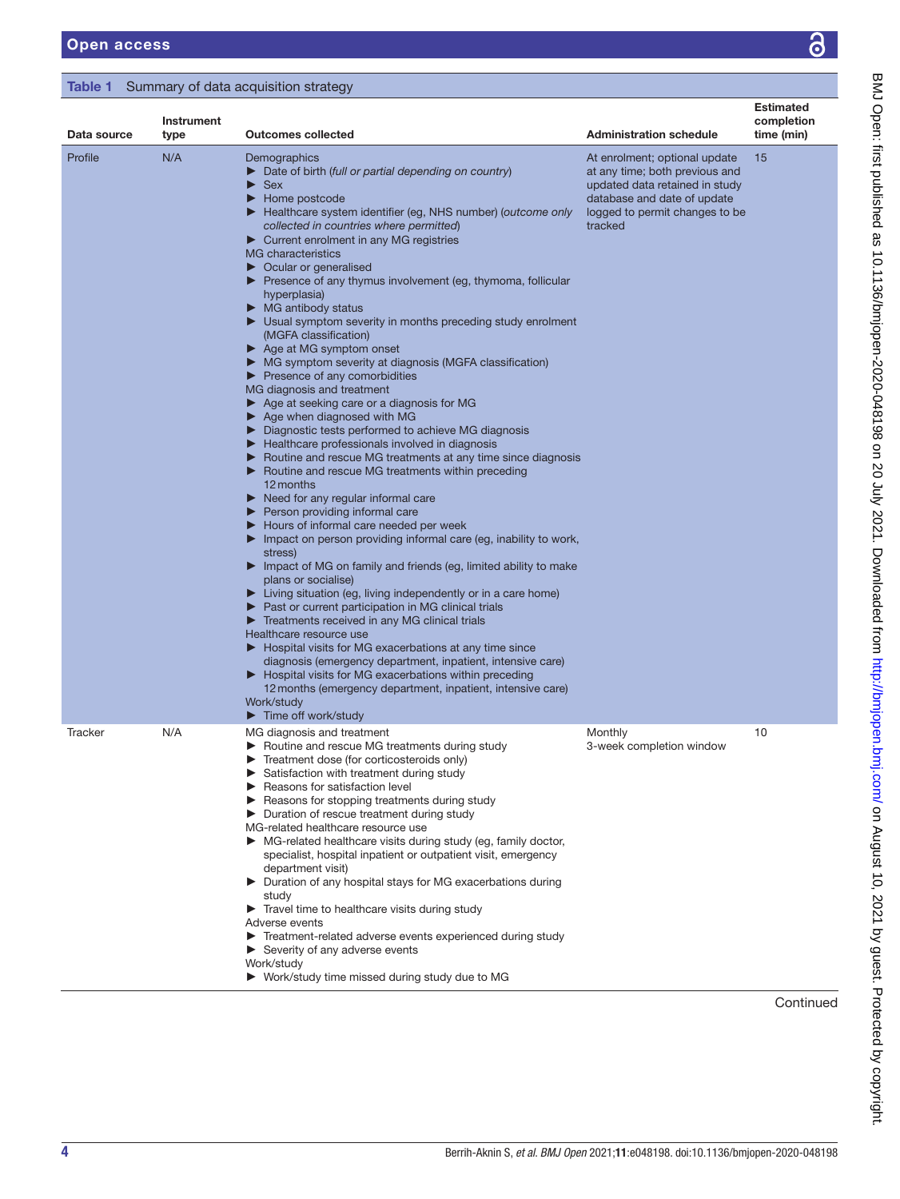**Table 1** Summary of data acquisition strategy

| Data source | Instrument type | Outcomes collected | Administration schedule | Estimated completion time (min) |
|---|---|---|---|---|
| Profile | N/A | Demographics<br>▶ Date of birth (*full or partial depending on country*)<br>▶ Sex<br>▶ Home postcode<br>▶ Healthcare system identifier (eg, NHS number) (*outcome only collected in countries where permitted*)<br>▶ Current enrolment in any MG registries<br>MG characteristics<br>▶ Ocular or generalised<br>▶ Presence of any thymus involvement (eg, thymoma, follicular hyperplasia)<br>▶ MG antibody status<br>▶ Usual symptom severity in months preceding study enrolment (MGFA classification)<br>▶ Age at MG symptom onset<br>▶ MG symptom severity at diagnosis (MGFA classification)<br>▶ Presence of any comorbidities<br>MG diagnosis and treatment<br>▶ Age at seeking care or a diagnosis for MG<br>▶ Age when diagnosed with MG<br>▶ Diagnostic tests performed to achieve MG diagnosis<br>▶ Healthcare professionals involved in diagnosis<br>▶ Routine and rescue MG treatments at any time since diagnosis<br>▶ Routine and rescue MG treatments within preceding 12 months<br>▶ Need for any regular informal care<br>▶ Person providing informal care<br>▶ Hours of informal care needed per week<br>▶ Impact on person providing informal care (eg, inability to work, stress)<br>▶ Impact of MG on family and friends (eg, limited ability to make plans or socialise)<br>▶ Living situation (eg, living independently or in a care home)<br>▶ Past or current participation in MG clinical trials<br>▶ Treatments received in any MG clinical trials<br>Healthcare resource use<br>▶ Hospital visits for MG exacerbations at any time since diagnosis (emergency department, inpatient, intensive care)<br>▶ Hospital visits for MG exacerbations within preceding 12 months (emergency department, inpatient, intensive care)<br>Work/study<br>▶ Time off work/study | At enrolment; optional update at any time; both previous and updated data retained in study database and date of update logged to permit changes to be tracked | 15 |
| Tracker | N/A | MG diagnosis and treatment<br>▶ Routine and rescue MG treatments during study<br>▶ Treatment dose (for corticosteroids only)<br>▶ Satisfaction with treatment during study<br>▶ Reasons for satisfaction level<br>▶ Reasons for stopping treatments during study<br>▶ Duration of rescue treatment during study<br>MG-related healthcare resource use<br>▶ MG-related healthcare visits during study (eg, family doctor, specialist, hospital inpatient or outpatient visit, emergency department visit)<br>▶ Duration of any hospital stays for MG exacerbations during study<br>▶ Travel time to healthcare visits during study<br>Adverse events<br>▶ Treatment-related adverse events experienced during study<br>▶ Severity of any adverse events<br>Work/study<br>▶ Work/study time missed during study due to MG | Monthly<br>3-week completion window | 10 |

Continued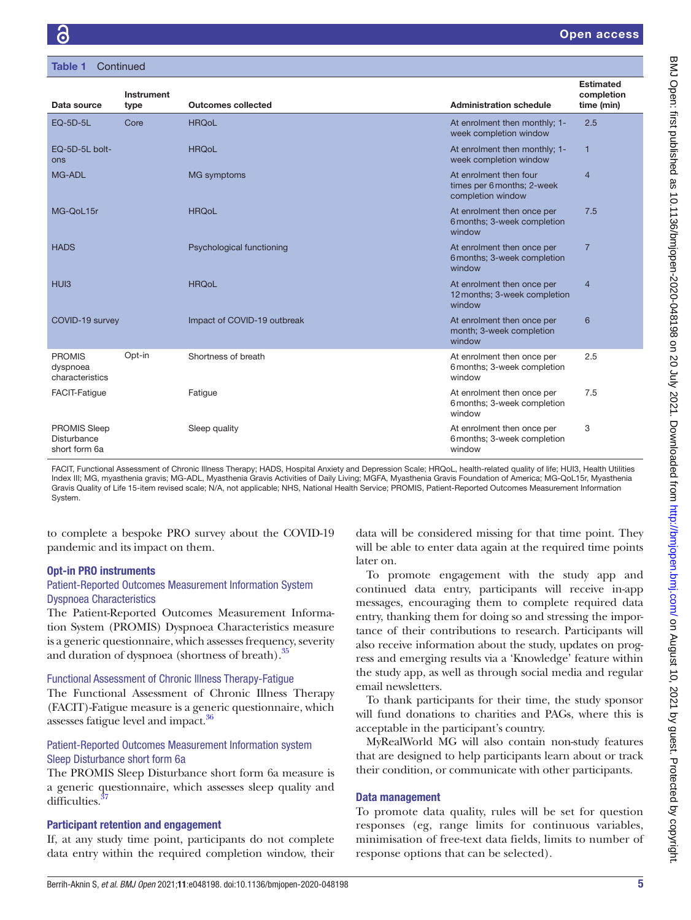**Table 1** Continued

| Data source | Instrument type | Outcomes collected | Administration schedule | Estimated completion time (min) |
|---|---|---|---|---|
| EQ-5D-5L | Core | HRQoL | At enrolment then monthly; 1-week completion window | 2.5 |
| EQ-5D-5L bolt-ons | | HRQoL | At enrolment then monthly; 1-week completion window | 1 |
| MG-ADL | | MG symptoms | At enrolment then four times per 6 months; 2-week completion window | 4 |
| MG-QoL15r | | HRQoL | At enrolment then once per 6 months; 3-week completion window | 7.5 |
| HADS | | Psychological functioning | At enrolment then once per 6 months; 3-week completion window | 7 |
| HUI3 | | HRQoL | At enrolment then once per 12 months; 3-week completion window | 4 |
| COVID-19 survey | | Impact of COVID-19 outbreak | At enrolment then once per month; 3-week completion window | 6 |
| PROMIS dyspnoea characteristics | Opt-in | Shortness of breath | At enrolment then once per 6 months; 3-week completion window | 2.5 |
| FACIT-Fatigue | | Fatigue | At enrolment then once per 6 months; 3-week completion window | 7.5 |
| PROMIS Sleep Disturbance short form 6a | | Sleep quality | At enrolment then once per 6 months; 3-week completion window | 3 |

FACIT, Functional Assessment of Chronic Illness Therapy; HADS, Hospital Anxiety and Depression Scale; HRQoL, health-related quality of life; HUI3, Health Utilities Index III; MG, myasthenia gravis; MG-ADL, Myasthenia Gravis Activities of Daily Living; MGFA, Myasthenia Gravis Foundation of America; MG-QoL15r, Myasthenia Gravis Quality of Life 15-item revised scale; N/A, not applicable; NHS, National Health Service; PROMIS, Patient-Reported Outcomes Measurement Information System.

to complete a bespoke PRO survey about the COVID-19 pandemic and its impact on them.

## Opt-in PRO instruments

### Patient-Reported Outcomes Measurement Information System Dyspnoea Characteristics

The Patient-Reported Outcomes Measurement Information System (PROMIS) Dyspnoea Characteristics measure is a generic questionnaire, which assesses frequency, severity and duration of dyspnoea (shortness of breath).[35]

### Functional Assessment of Chronic Illness Therapy-Fatigue

The Functional Assessment of Chronic Illness Therapy (FACIT)-Fatigue measure is a generic questionnaire, which assesses fatigue level and impact.[36]

### Patient-Reported Outcomes Measurement Information system Sleep Disturbance short form 6a

The PROMIS Sleep Disturbance short form 6a measure is a generic questionnaire, which assesses sleep quality and difficulties.[37]

## Participant retention and engagement

If, at any study time point, participants do not complete data entry within the required completion window, their data will be considered missing for that time point. They will be able to enter data again at the required time points later on.

To promote engagement with the study app and continued data entry, participants will receive in-app messages, encouraging them to complete required data entry, thanking them for doing so and stressing the importance of their contributions to research. Participants will also receive information about the study, updates on progress and emerging results via a 'Knowledge' feature within the study app, as well as through social media and regular email newsletters.

To thank participants for their time, the study sponsor will fund donations to charities and PAGs, where this is acceptable in the participant's country.

MyRealWorld MG will also contain non-study features that are designed to help participants learn about or track their condition, or communicate with other participants.

## Data management

To promote data quality, rules will be set for question responses (eg, range limits for continuous variables, minimisation of free-text data fields, limits to number of response options that can be selected).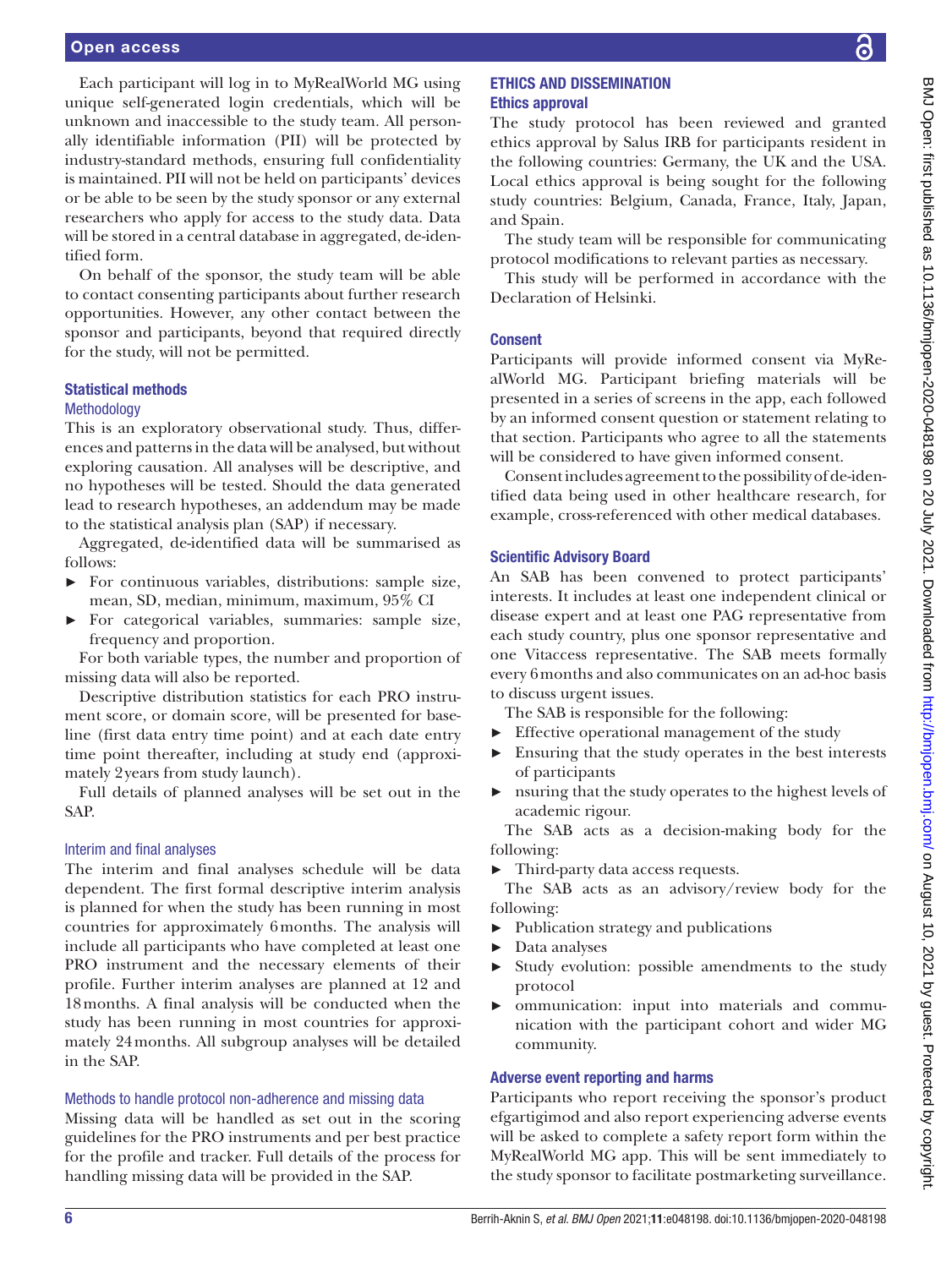Each participant will log in to MyRealWorld MG using unique self-generated login credentials, which will be unknown and inaccessible to the study team. All personally identifiable information (PII) will be protected by industry-standard methods, ensuring full confidentiality is maintained. PII will not be held on participants' devices or be able to be seen by the study sponsor or any external researchers who apply for access to the study data. Data will be stored in a central database in aggregated, de-identified form.

On behalf of the sponsor, the study team will be able to contact consenting participants about further research opportunities. However, any other contact between the sponsor and participants, beyond that required directly for the study, will not be permitted.

### Statistical methods

#### Methodology

This is an exploratory observational study. Thus, differences and patterns in the data will be analysed, but without exploring causation. All analyses will be descriptive, and no hypotheses will be tested. Should the data generated lead to research hypotheses, an addendum may be made to the statistical analysis plan (SAP) if necessary.

Aggregated, de-identified data will be summarised as follows:

- For continuous variables, distributions: sample size, mean, SD, median, minimum, maximum, 95% CI
- For categorical variables, summaries: sample size, frequency and proportion.

For both variable types, the number and proportion of missing data will also be reported.

Descriptive distribution statistics for each PRO instrument score, or domain score, will be presented for baseline (first data entry time point) and at each date entry time point thereafter, including at study end (approximately 2 years from study launch).

Full details of planned analyses will be set out in the SAP.

#### Interim and final analyses

The interim and final analyses schedule will be data dependent. The first formal descriptive interim analysis is planned for when the study has been running in most countries for approximately 6 months. The analysis will include all participants who have completed at least one PRO instrument and the necessary elements of their profile. Further interim analyses are planned at 12 and 18 months. A final analysis will be conducted when the study has been running in most countries for approximately 24 months. All subgroup analyses will be detailed in the SAP.

#### Methods to handle protocol non-adherence and missing data

Missing data will be handled as set out in the scoring guidelines for the PRO instruments and per best practice for the profile and tracker. Full details of the process for handling missing data will be provided in the SAP.

## ETHICS AND DISSEMINATION

### Ethics approval

The study protocol has been reviewed and granted ethics approval by Salus IRB for participants resident in the following countries: Germany, the UK and the USA. Local ethics approval is being sought for the following study countries: Belgium, Canada, France, Italy, Japan, and Spain.

The study team will be responsible for communicating protocol modifications to relevant parties as necessary.

This study will be performed in accordance with the Declaration of Helsinki.

### Consent

Participants will provide informed consent via MyRealWorld MG. Participant briefing materials will be presented in a series of screens in the app, each followed by an informed consent question or statement relating to that section. Participants who agree to all the statements will be considered to have given informed consent.

Consent includes agreement to the possibility of de-identified data being used in other healthcare research, for example, cross-referenced with other medical databases.

### Scientific Advisory Board

An SAB has been convened to protect participants' interests. It includes at least one independent clinical or disease expert and at least one PAG representative from each study country, plus one sponsor representative and one Vitaccess representative. The SAB meets formally every 6 months and also communicates on an ad-hoc basis to discuss urgent issues.

The SAB is responsible for the following:

- Effective operational management of the study
- Ensuring that the study operates in the best interests of participants
- nsuring that the study operates to the highest levels of academic rigour.

The SAB acts as a decision-making body for the following:

- Third-party data access requests.

The SAB acts as an advisory/review body for the following:

- Publication strategy and publications
- Data analyses
- Study evolution: possible amendments to the study protocol
- ommunication: input into materials and communication with the participant cohort and wider MG community.

### Adverse event reporting and harms

Participants who report receiving the sponsor's product efgartigimod and also report experiencing adverse events will be asked to complete a safety report form within the MyRealWorld MG app. This will be sent immediately to the study sponsor to facilitate postmarketing surveillance.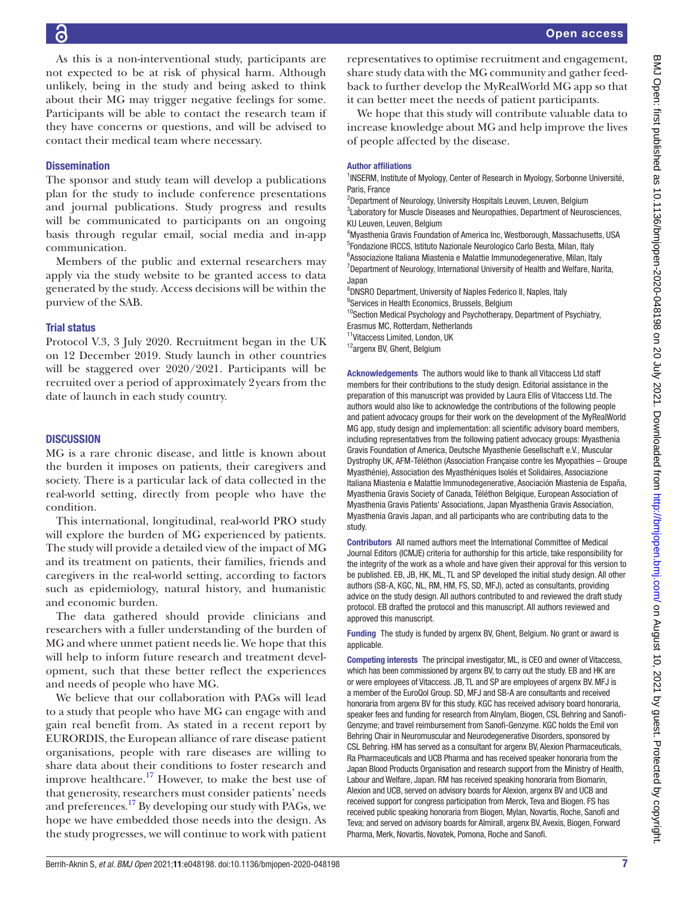As this is a non-interventional study, participants are not expected to be at risk of physical harm. Although unlikely, being in the study and being asked to think about their MG may trigger negative feelings for some. Participants will be able to contact the research team if they have concerns or questions, and will be advised to contact their medical team where necessary.

### Dissemination

The sponsor and study team will develop a publications plan for the study to include conference presentations and journal publications. Study progress and results will be communicated to participants on an ongoing basis through regular email, social media and in-app communication.

Members of the public and external researchers may apply via the study website to be granted access to data generated by the study. Access decisions will be within the purview of the SAB.

### Trial status

Protocol V.3, 3 July 2020. Recruitment began in the UK on 12 December 2019. Study launch in other countries will be staggered over 2020/2021. Participants will be recruited over a period of approximately 2 years from the date of launch in each study country.

## DISCUSSION

MG is a rare chronic disease, and little is known about the burden it imposes on patients, their caregivers and society. There is a particular lack of data collected in the real-world setting, directly from people who have the condition.

This international, longitudinal, real-world PRO study will explore the burden of MG experienced by patients. The study will provide a detailed view of the impact of MG and its treatment on patients, their families, friends and caregivers in the real-world setting, according to factors such as epidemiology, natural history, and humanistic and economic burden.

The data gathered should provide clinicians and researchers with a fuller understanding of the burden of MG and where unmet patient needs lie. We hope that this will help to inform future research and treatment development, such that these better reflect the experiences and needs of people who have MG.

We believe that our collaboration with PAGs will lead to a study that people who have MG can engage with and gain real benefit from. As stated in a recent report by EURORDIS, the European alliance of rare disease patient organisations, people with rare diseases are willing to share data about their conditions to foster research and improve healthcare.[17] However, to make the best use of that generosity, researchers must consider patients' needs and preferences.[17] By developing our study with PAGs, we hope we have embedded those needs into the design. As the study progresses, we will continue to work with patient representatives to optimise recruitment and engagement, share study data with the MG community and gather feedback to further develop the MyRealWorld MG app so that it can better meet the needs of patient participants.

We hope that this study will contribute valuable data to increase knowledge about MG and help improve the lives of people affected by the disease.

#### Author affiliations

[1]INSERM, Institute of Myology, Center of Research in Myology, Sorbonne Université, Paris, France
[2]Department of Neurology, University Hospitals Leuven, Leuven, Belgium
[3]Laboratory for Muscle Diseases and Neuropathies, Department of Neurosciences, KU Leuven, Leuven, Belgium
[4]Myasthenia Gravis Foundation of America Inc, Westborough, Massachusetts, USA
[5]Fondazione IRCCS, Istituto Nazionale Neurologico Carlo Besta, Milan, Italy
[6]Associazione Italiana Miastenia e Malattie Immunodegenerative, Milan, Italy
[7]Department of Neurology, International University of Health and Welfare, Narita, Japan
[8]DNSRO Department, University of Naples Federico II, Naples, Italy
[9]Services in Health Economics, Brussels, Belgium
[10]Section Medical Psychology and Psychotherapy, Department of Psychiatry, Erasmus MC, Rotterdam, Netherlands
[11]Vitaccess Limited, London, UK
[12]argenx BV, Ghent, Belgium

**Acknowledgements** The authors would like to thank all Vitaccess Ltd staff members for their contributions to the study design. Editorial assistance in the preparation of this manuscript was provided by Laura Ellis of Vitaccess Ltd. The authors would also like to acknowledge the contributions of the following people and patient advocacy groups for their work on the development of the MyRealWorld MG app, study design and implementation: all scientific advisory board members, including representatives from the following patient advocacy groups: Myasthenia Gravis Foundation of America, Deutsche Myasthenie Gesellschaft e.V., Muscular Dystrophy UK, AFM-Téléthon (Association Française contre les Myopathies – Groupe Myasthénie), Association des Myasthéniques Isolés et Solidaires, Associazione Italiana Miastenia e Malattie Immunodegenerative, Asociación Miastenia de España, Myasthenia Gravis Society of Canada, Téléthon Belgique, European Association of Myasthenia Gravis Patients' Associations, Japan Myasthenia Gravis Association, Myasthenia Gravis Japan, and all participants who are contributing data to the study.

**Contributors** All named authors meet the International Committee of Medical Journal Editors (ICMJE) criteria for authorship for this article, take responsibility for the integrity of the work as a whole and have given their approval for this version to be published. EB, JB, HK, ML, TL and SP developed the initial study design. All other authors (SB-A, KGC, NL, RM, HM, FS, SD, MFJ), acted as consultants, providing advice on the study design. All authors contributed to and reviewed the draft study protocol. EB drafted the protocol and this manuscript. All authors reviewed and approved this manuscript.

**Funding** The study is funded by argenx BV, Ghent, Belgium. No grant or award is applicable.

**Competing interests** The principal investigator, ML, is CEO and owner of Vitaccess, which has been commissioned by argenx BV, to carry out the study. EB and HK are or were employees of Vitaccess. JB, TL and SP are employees of argenx BV. MFJ is a member of the EuroQol Group. SD, MFJ and SB-A are consultants and received honoraria from argenx BV for this study. KGC has received advisory board honoraria, speaker fees and funding for research from Alnylam, Biogen, CSL Behring and Sanofi-Genzyme; and travel reimbursement from Sanofi-Genzyme. KGC holds the Emil von Behring Chair in Neuromuscular and Neurodegenerative Disorders, sponsored by CSL Behring. HM has served as a consultant for argenx BV, Alexion Pharmaceuticals, Ra Pharmaceuticals and UCB Pharma and has received speaker honoraria from the Japan Blood Products Organisation and research support from the Ministry of Health, Labour and Welfare, Japan. RM has received speaking honoraria from Biomarin, Alexion and UCB, served on advisory boards for Alexion, argenx BV and UCB and received support for congress participation from Merck, Teva and Biogen. FS has received public speaking honoraria from Biogen, Mylan, Novartis, Roche, Sanofi and Teva; and served on advisory boards for Almirall, argenx BV, Avexis, Biogen, Forward Pharma, Merk, Novartis, Novatek, Pomona, Roche and Sanofi.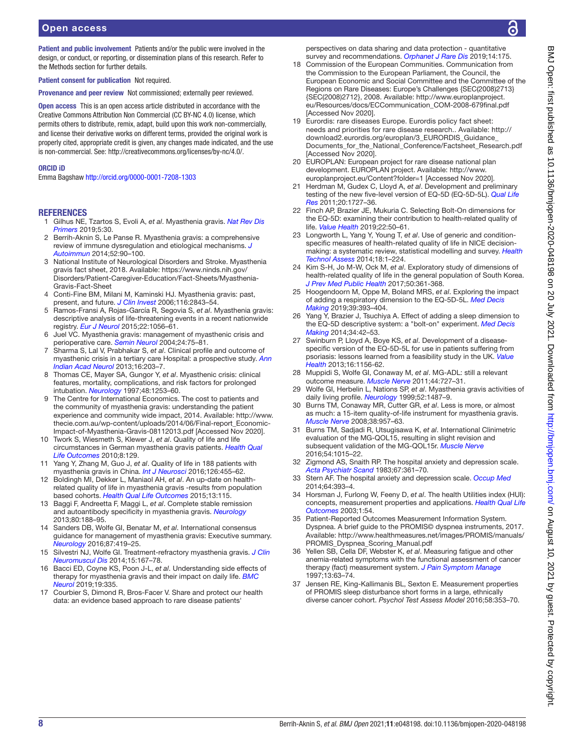**Patient and public involvement** Patients and/or the public were involved in the design, or conduct, or reporting, or dissemination plans of this research. Refer to the Methods section for further details.

**Patient consent for publication** Not required.

**Provenance and peer review** Not commissioned; externally peer reviewed.

**Open access** This is an open access article distributed in accordance with the Creative Commons Attribution Non Commercial (CC BY-NC 4.0) license, which permits others to distribute, remix, adapt, build upon this work non-commercially, and license their derivative works on different terms, provided the original work is properly cited, appropriate credit is given, any changes made indicated, and the use is non-commercial. See: http://creativecommons.org/licenses/by-nc/4.0/.

**ORCID iD**

Emma Bagshaw http://orcid.org/0000-0001-7208-1303

## REFERENCES

1. Gilhus NE, Tzartos S, Evoli A, *et al*. Myasthenia gravis. *Nat Rev Dis Primers* 2019;5:30.
2. Berrih-Aknin S, Le Panse R. Myasthenia gravis: a comprehensive review of immune dysregulation and etiological mechanisms. *J Autoimmun* 2014;52:90–100.
3. National Institute of Neurological Disorders and Stroke. Myasthenia gravis fact sheet, 2018. Available: https://www.ninds.nih.gov/Disorders/Patient-Caregiver-Education/Fact-Sheets/Myasthenia-Gravis-Fact-Sheet
4. Conti-Fine BM, Milani M, Kaminski HJ. Myasthenia gravis: past, present, and future. *J Clin Invest* 2006;116:2843–54.
5. Ramos-Fransi A, Rojas-García R, Segovia S, *et al*. Myasthenia gravis: descriptive analysis of life-threatening events in a recent nationwide registry. *Eur J Neurol* 2015;22:1056–61.
6. Juel VC. Myasthenia gravis: management of myasthenic crisis and perioperative care. *Semin Neurol* 2004;24:75–81.
7. Sharma S, Lal V, Prabhakar S, *et al*. Clinical profile and outcome of myasthenic crisis in a tertiary care Hospital: a prospective study. *Ann Indian Acad Neurol* 2013;16:203–7.
8. Thomas CE, Mayer SA, Gungor Y, *et al*. Myasthenic crisis: clinical features, mortality, complications, and risk factors for prolonged intubation. *Neurology* 1997;48:1253–60.
9. The Centre for International Economics. The cost to patients and the community of myasthenia gravis: understanding the patient experience and community wide impact, 2014. Available: http://www.thecie.com.au/wp-content/uploads/2014/06/Final-report_Economic-Impact-of-Myasthenia-Gravis-08112013.pdf [Accessed Nov 2020].
10. Twork S, Wiesmeth S, Klewer J, *et al*. Quality of life and life circumstances in German myasthenia gravis patients. *Health Qual Life Outcomes* 2010;8:129.
11. Yang Y, Zhang M, Guo J, *et al*. Quality of life in 188 patients with myasthenia gravis in China. *Int J Neurosci* 2016;126:455–62.
12. Boldingh MI, Dekker L, Maniaol AH, *et al*. An up-date on health-related quality of life in myasthenia gravis -results from population based cohorts. *Health Qual Life Outcomes* 2015;13:115.
13. Baggi F, Andreetta F, Maggi L, *et al*. Complete stable remission and autoantibody specificity in myasthenia gravis. *Neurology* 2013;80:188–95.
14. Sanders DB, Wolfe GI, Benatar M, *et al*. International consensus guidance for management of myasthenia gravis: Executive summary. *Neurology* 2016;87:419–25.
15. Silvestri NJ, Wolfe GI. Treatment-refractory myasthenia gravis. *J Clin Neuromuscul Dis* 2014;15:167–78.
16. Bacci ED, Coyne KS, Poon J-L, *et al*. Understanding side effects of therapy for myasthenia gravis and their impact on daily life. *BMC Neurol* 2019;19:335.
17. Courbier S, Dimond R, Bros-Facer V. Share and protect our health data: an evidence based approach to rare disease patients' perspectives on data sharing and data protection - quantitative survey and recommendations. *Orphanet J Rare Dis* 2019;14:175.
18. Commission of the European Communities. Communication from the Commission to the European Parliament, the Council, the European Economic and Social Committee and the Committee of the Regions on Rare Diseases: Europe's Challenges {SEC(2008)2713} {SEC(2008)2712}, 2008. Available: http://www.europlanproject.eu/Resources/docs/ECCommunication_COM-2008-679final.pdf [Accessed Nov 2020].
19. Eurordis: rare diseases Europe. Eurordis policy fact sheet: needs and priorities for rare disease research.. Available: http://download2.eurordis.org/europlan/3_EURORDIS_Guidance_Documents_for_the_National_Conference/Factsheet_Research.pdf [Accessed Nov 2020].
20. EUROPLAN: European project for rare disease national plan development. EUROPLAN project. Available: http://www.europlanproject.eu/Content?folder=1 [Accessed Nov 2020].
21. Herdman M, Gudex C, Lloyd A, *et al*. Development and preliminary testing of the new five-level version of EQ-5D (EQ-5D-5L). *Qual Life Res* 2011;20:1727–36.
22. Finch AP, Brazier JE, Mukuria C. Selecting Bolt-On dimensions for the EQ-5D: examining their contribution to health-related quality of life. *Value Health* 2019;22:50–61.
23. Longworth L, Yang Y, Young T, *et al*. Use of generic and condition-specific measures of health-related quality of life in NICE decision-making: a systematic review, statistical modelling and survey. *Health Technol Assess* 2014;18:1–224.
24. Kim S-H, Jo M-W, Ock M, *et al*. Exploratory study of dimensions of health-related quality of life in the general population of South Korea. *J Prev Med Public Health* 2017;50:361-368.
25. Hoogendoorn M, Oppe M, Boland MRS, *et al*. Exploring the impact of adding a respiratory dimension to the EQ-5D-5L. *Med Decis Making* 2019;39:393–404.
26. Yang Y, Brazier J, Tsuchiya A. Effect of adding a sleep dimension to the EQ-5D descriptive system: a "bolt-on" experiment. *Med Decis Making* 2014;34:42–53.
27. Swinburn P, Lloyd A, Boye KS, *et al*. Development of a disease-specific version of the EQ-5D-5L for use in patients suffering from psoriasis: lessons learned from a feasibility study in the UK. *Value Health* 2013;16:1156-62.
28. Muppidi S, Wolfe GI, Conaway M, *et al*. MG-ADL: still a relevant outcome measure. *Muscle Nerve* 2011;44:727–31.
29. Wolfe GI, Herbelin L, Nations SP, *et al*. Myasthenia gravis activities of daily living profile. *Neurology* 1999;52:1487–9.
30. Burns TM, Conaway MR, Cutter GR, *et al*. Less is more, or almost as much: a 15-item quality-of-life instrument for myasthenia gravis. *Muscle Nerve* 2008;38:957–63.
31. Burns TM, Sadjadi R, Utsugisawa K, *et al*. International Clinimetric evaluation of the MG-QOL15, resulting in slight revision and subsequent validation of the MG-QOL15r. *Muscle Nerve* 2016;54:1015–22.
32. Zigmond AS, Snaith RP. The hospital anxiety and depression scale. *Acta Psychiatr Scand* 1983;67:361–70.
33. Stern AF. The hospital anxiety and depression scale. *Occup Med* 2014;64:393–4.
34. Horsman J, Furlong W, Feeny D, *et al*. The health Utilities index (HUI): concepts, measurement properties and applications. *Health Qual Life Outcomes* 2003;1:54.
35. Patient-Reported Outcomes Measurement Information System. Dyspnea. A brief guide to the PROMIS© dyspnea instruments, 2017. Available: http://www.healthmeasures.net/images/PROMIS/manuals/PROMIS_Dyspnea_Scoring_Manual.pdf
36. Yellen SB, Cella DF, Webster K, *et al*. Measuring fatigue and other anemia-related symptoms with the functional assessment of cancer therapy (fact) measurement system. *J Pain Symptom Manage* 1997;13:63–74.
37. Jensen RE, King-Kallimanis BL, Sexton E. Measurement properties of PROMIS sleep disturbance short forms in a large, ethnically diverse cancer cohort. *Psychol Test Assess Model* 2016;58:353–70.